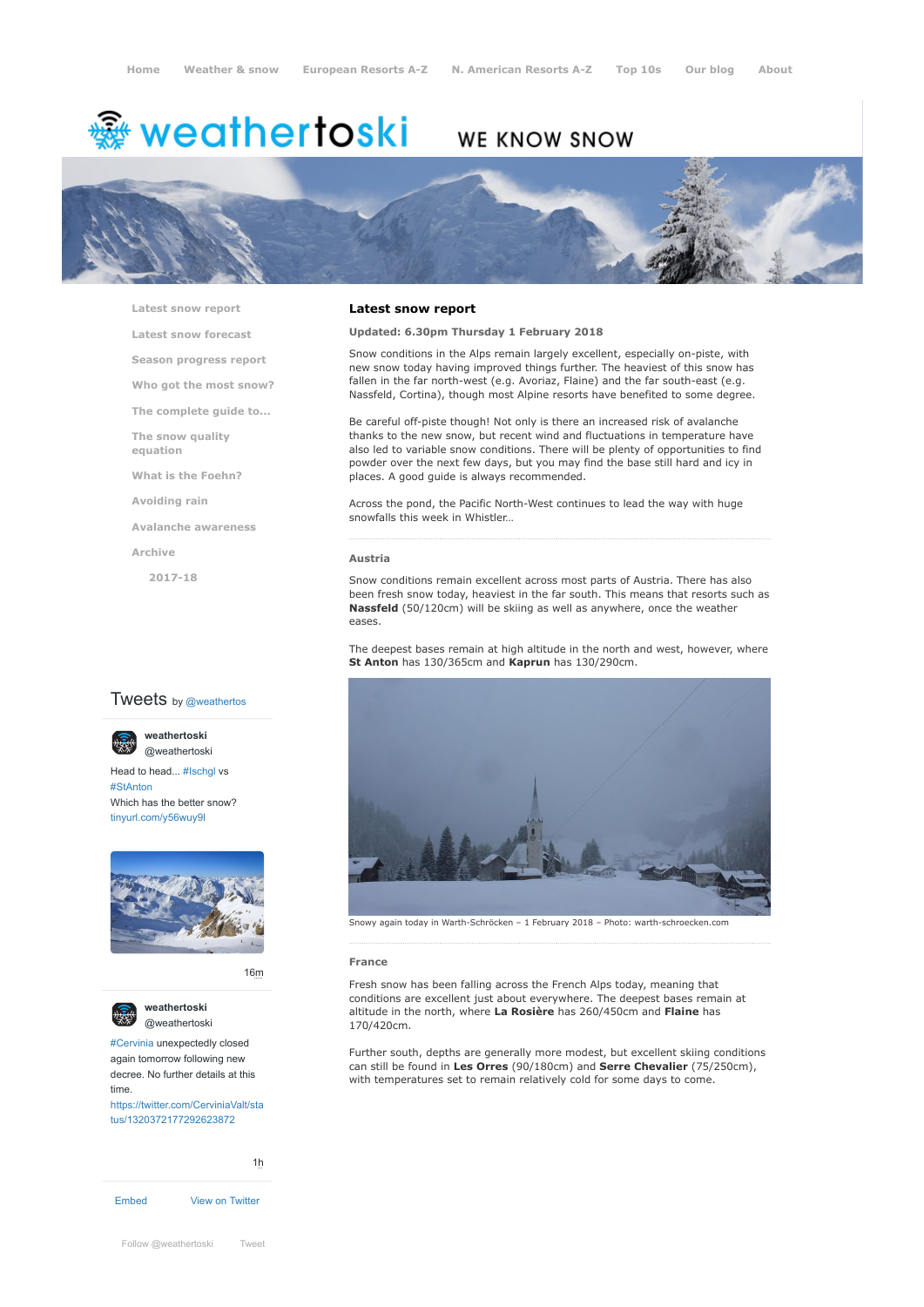Home Weather & snow European Resorts A-Z N. American Resorts A-Z Top 10s Our blog About

# weathertoski WE KNOW SNOW

- Latest snow report
- Latest snow forecast
- Season progress report
- Who got the most snow?
- The complete guide to...
- The snow quality equation
- What is the Foehn?
- Avoiding rain
- Avalanche awareness
- Archive
  - 2017-18

## Latest snow report

**Updated: 6.30pm Thursday 1 February 2018**

Snow conditions in the Alps remain largely excellent, especially on-piste, with new snow today having improved things further. The heaviest of this snow has fallen in the far north-west (e.g. Avoriaz, Flaine) and the far south-east (e.g. Nassfeld, Cortina), though most Alpine resorts have benefited to some degree.

Be careful off-piste though! Not only is there an increased risk of avalanche thanks to the new snow, but recent wind and fluctuations in temperature have also led to variable snow conditions. There will be plenty of opportunities to find powder over the next few days, but you may find the base still hard and icy in places. A good guide is always recommended.

Across the pond, the Pacific North-West continues to lead the way with huge snowfalls this week in Whistler...

### Austria

Snow conditions remain excellent across most parts of Austria. There has also been fresh snow today, heaviest in the far south. This means that resorts such as **Nassfeld** (50/120cm) will be skiing as well as anywhere, once the weather eases.

The deepest bases remain at high altitude in the north and west, however, where **St Anton** has 130/365cm and **Kaprun** has 130/290cm.

Snowy again today in Warth-Schröcken – 1 February 2018 – Photo: warth-schroecken.com

### France

Fresh snow has been falling across the French Alps today, meaning that conditions are excellent just about everywhere. The deepest bases remain at altitude in the north, where **La Rosière** has 260/450cm and **Flaine** has 170/420cm.

Further south, depths are generally more modest, but excellent skiing conditions can still be found in **Les Orres** (90/180cm) and **Serre Chevalier** (75/250cm), with temperatures set to remain relatively cold for some days to come.

Tweets by @weathertos

weathertoski @weathertoski

Head to head... #Ischgl vs #StAnton
Which has the better snow?
tinyurl.com/y56wuy9l

16m

weathertoski @weathertoski

#Cervinia unexpectedly closed again tomorrow following new decree. No further details at this time.
https://twitter.com/CerviniaValt/status/1320372177292623872

1h

Embed View on Twitter

Follow @weathertoski Tweet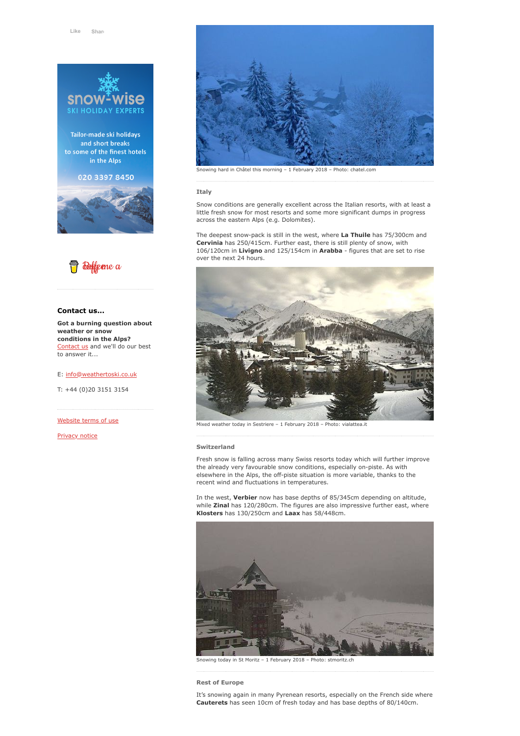Like Share

**snow-wise**
SKI HOLIDAY EXPERTS

Tailor-made ski holidays and short breaks to some of the finest hotels in the Alps

020 3397 8450

Buy me a coffee

### Contact us...

**Got a burning question about weather or snow conditions in the Alps?** [Contact us](Contact us) and we'll do our best to answer it...

E: [info@weathertoski.co.uk](info@weathertoski.co.uk)

T: +44 (0)20 3151 3154

[Website terms of use](Website terms of use)

[Privacy notice](Privacy notice)

Snowing hard in Châtel this morning – 1 February 2018 – Photo: chatel.com

### Italy

Snow conditions are generally excellent across the Italian resorts, with at least a little fresh snow for most resorts and some more significant dumps in progress across the eastern Alps (e.g. Dolomites).

The deepest snow-pack is still in the west, where **La Thuile** has 75/300cm and **Cervinia** has 250/415cm. Further east, there is still plenty of snow, with 106/120cm in **Livigno** and 125/154cm in **Arabba** - figures that are set to rise over the next 24 hours.

Mixed weather today in Sestriere – 1 February 2018 – Photo: vialattea.it

### Switzerland

Fresh snow is falling across many Swiss resorts today which will further improve the already very favourable snow conditions, especially on-piste. As with elsewhere in the Alps, the off-piste situation is more variable, thanks to the recent wind and fluctuations in temperatures.

In the west, **Verbier** now has base depths of 85/345cm depending on altitude, while **Zinal** has 120/280cm. The figures are also impressive further east, where **Klosters** has 130/250cm and **Laax** has 58/448cm.

Snowing today in St Moritz – 1 February 2018 – Photo: stmoritz.ch

### Rest of Europe

It's snowing again in many Pyrenean resorts, especially on the French side where **Cauterets** has seen 10cm of fresh today and has base depths of 80/140cm.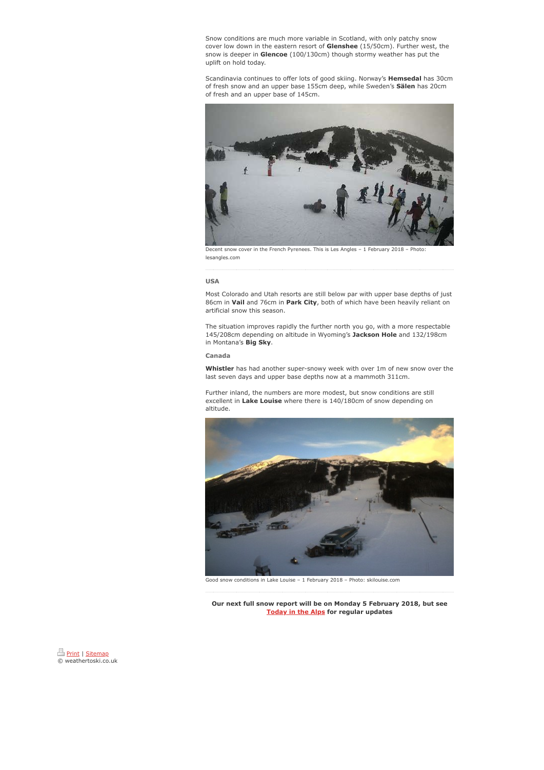Snow conditions are much more variable in Scotland, with only patchy snow cover low down in the eastern resort of **Glenshee** (15/50cm). Further west, the snow is deeper in **Glencoe** (100/130cm) though stormy weather has put the uplift on hold today.

Scandinavia continues to offer lots of good skiing. Norway's **Hemsedal** has 30cm of fresh snow and an upper base 155cm deep, while Sweden's **Sälen** has 20cm of fresh and an upper base of 145cm.

Decent snow cover in the French Pyrenees. This is Les Angles – 1 February 2018 – Photo: lesangles.com

---

### USA

Most Colorado and Utah resorts are still below par with upper base depths of just 86cm in **Vail** and 76cm in **Park City**, both of which have been heavily reliant on artificial snow this season.

The situation improves rapidly the further north you go, with a more respectable 145/208cm depending on altitude in Wyoming's **Jackson Hole** and 132/198cm in Montana's **Big Sky**.

### Canada

**Whistler** has had another super-snowy week with over 1m of new snow over the last seven days and upper base depths now at a mammoth 311cm.

Further inland, the numbers are more modest, but snow conditions are still excellent in **Lake Louise** where there is 140/180cm of snow depending on altitude.

Good snow conditions in Lake Louise – 1 February 2018 – Photo: skilouise.com

---

**Our next full snow report will be on Monday 5 February 2018, but see Today in the Alps for regular updates**